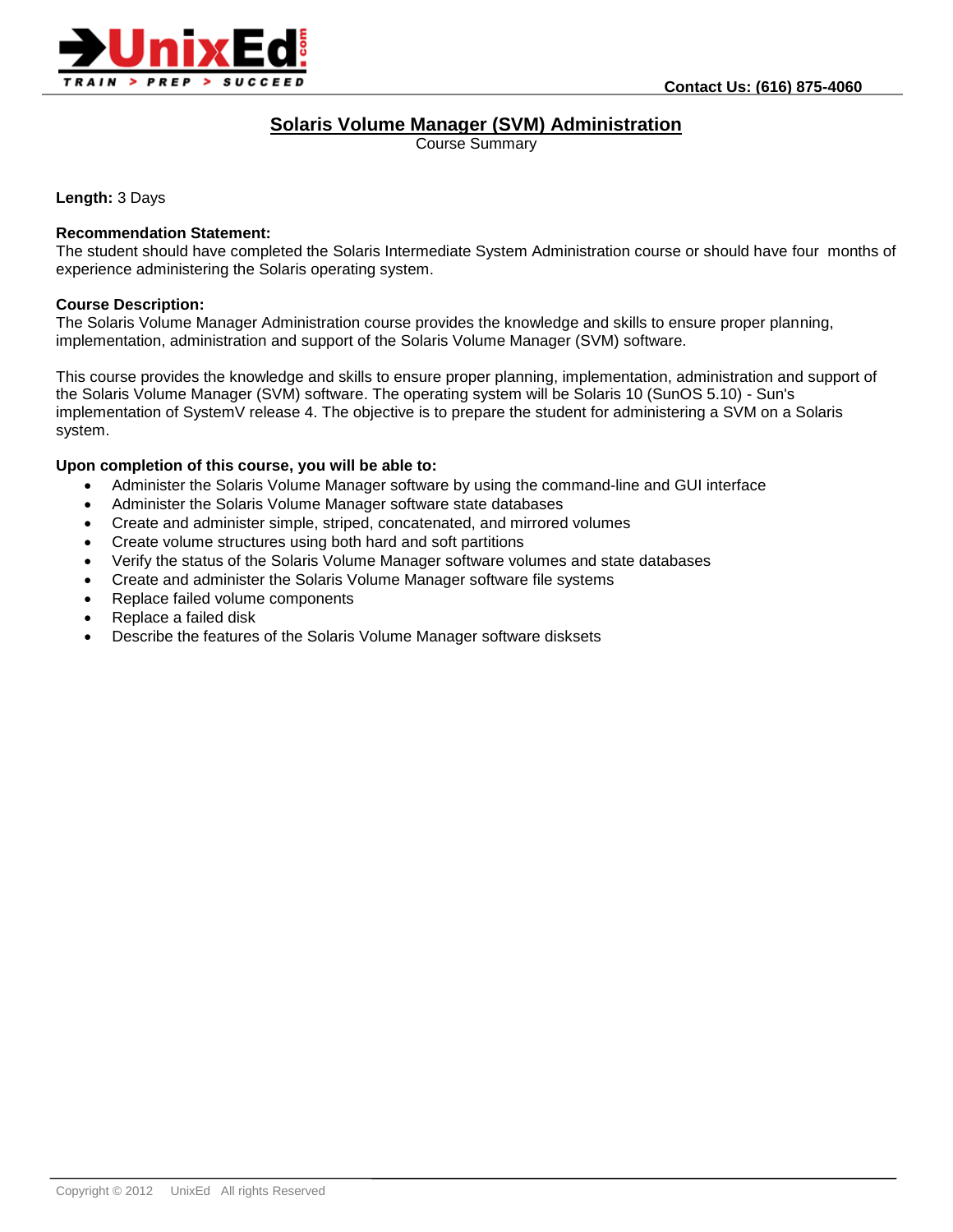Contact Us: (616) 875-4060

# Solaris Volume Manager (SVM) Administration

Course Summary

**Length:** 3 Days

**Recommendation Statement:**
The student should have completed the Solaris Intermediate System Administration course or should have four months of experience administering the Solaris operating system.

**Course Description:**
The Solaris Volume Manager Administration course provides the knowledge and skills to ensure proper planning, implementation, administration and support of the Solaris Volume Manager (SVM) software.

This course provides the knowledge and skills to ensure proper planning, implementation, administration and support of the Solaris Volume Manager (SVM) software. The operating system will be Solaris 10 (SunOS 5.10) - Sun's implementation of SystemV release 4. The objective is to prepare the student for administering a SVM on a Solaris system.

**Upon completion of this course, you will be able to:**

- Administer the Solaris Volume Manager software by using the command-line and GUI interface
- Administer the Solaris Volume Manager software state databases
- Create and administer simple, striped, concatenated, and mirrored volumes
- Create volume structures using both hard and soft partitions
- Verify the status of the Solaris Volume Manager software volumes and state databases
- Create and administer the Solaris Volume Manager software file systems
- Replace failed volume components
- Replace a failed disk
- Describe the features of the Solaris Volume Manager software disksets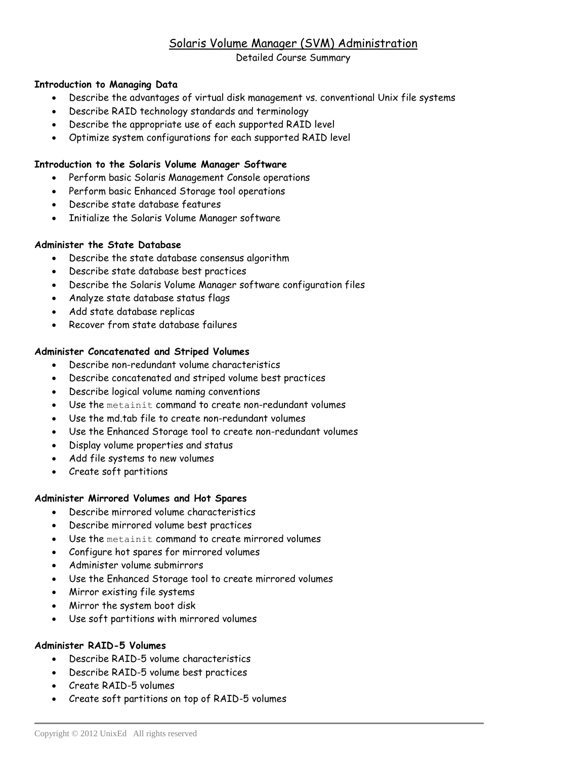# Solaris Volume Manager (SVM) Administration

Detailed Course Summary

**Introduction to Managing Data**

- Describe the advantages of virtual disk management vs. conventional Unix file systems
- Describe RAID technology standards and terminology
- Describe the appropriate use of each supported RAID level
- Optimize system configurations for each supported RAID level

**Introduction to the Solaris Volume Manager Software**

- Perform basic Solaris Management Console operations
- Perform basic Enhanced Storage tool operations
- Describe state database features
- Initialize the Solaris Volume Manager software

**Administer the State Database**

- Describe the state database consensus algorithm
- Describe state database best practices
- Describe the Solaris Volume Manager software configuration files
- Analyze state database status flags
- Add state database replicas
- Recover from state database failures

**Administer Concatenated and Striped Volumes**

- Describe non-redundant volume characteristics
- Describe concatenated and striped volume best practices
- Describe logical volume naming conventions
- Use the `metainit` command to create non-redundant volumes
- Use the md.tab file to create non-redundant volumes
- Use the Enhanced Storage tool to create non-redundant volumes
- Display volume properties and status
- Add file systems to new volumes
- Create soft partitions

**Administer Mirrored Volumes and Hot Spares**

- Describe mirrored volume characteristics
- Describe mirrored volume best practices
- Use the `metainit` command to create mirrored volumes
- Configure hot spares for mirrored volumes
- Administer volume submirrors
- Use the Enhanced Storage tool to create mirrored volumes
- Mirror existing file systems
- Mirror the system boot disk
- Use soft partitions with mirrored volumes

**Administer RAID-5 Volumes**

- Describe RAID-5 volume characteristics
- Describe RAID-5 volume best practices
- Create RAID-5 volumes
- Create soft partitions on top of RAID-5 volumes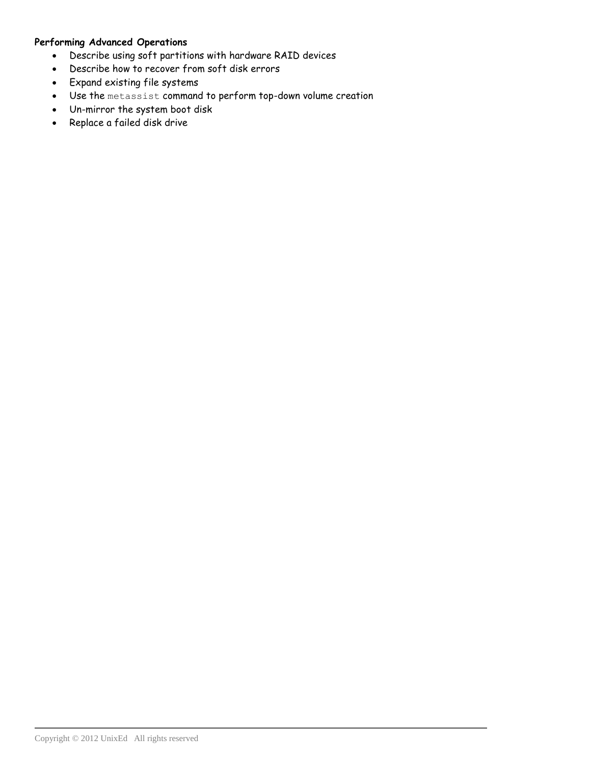**Performing Advanced Operations**

- Describe using soft partitions with hardware RAID devices
- Describe how to recover from soft disk errors
- Expand existing file systems
- Use the `metassist` command to perform top-down volume creation
- Un-mirror the system boot disk
- Replace a failed disk drive